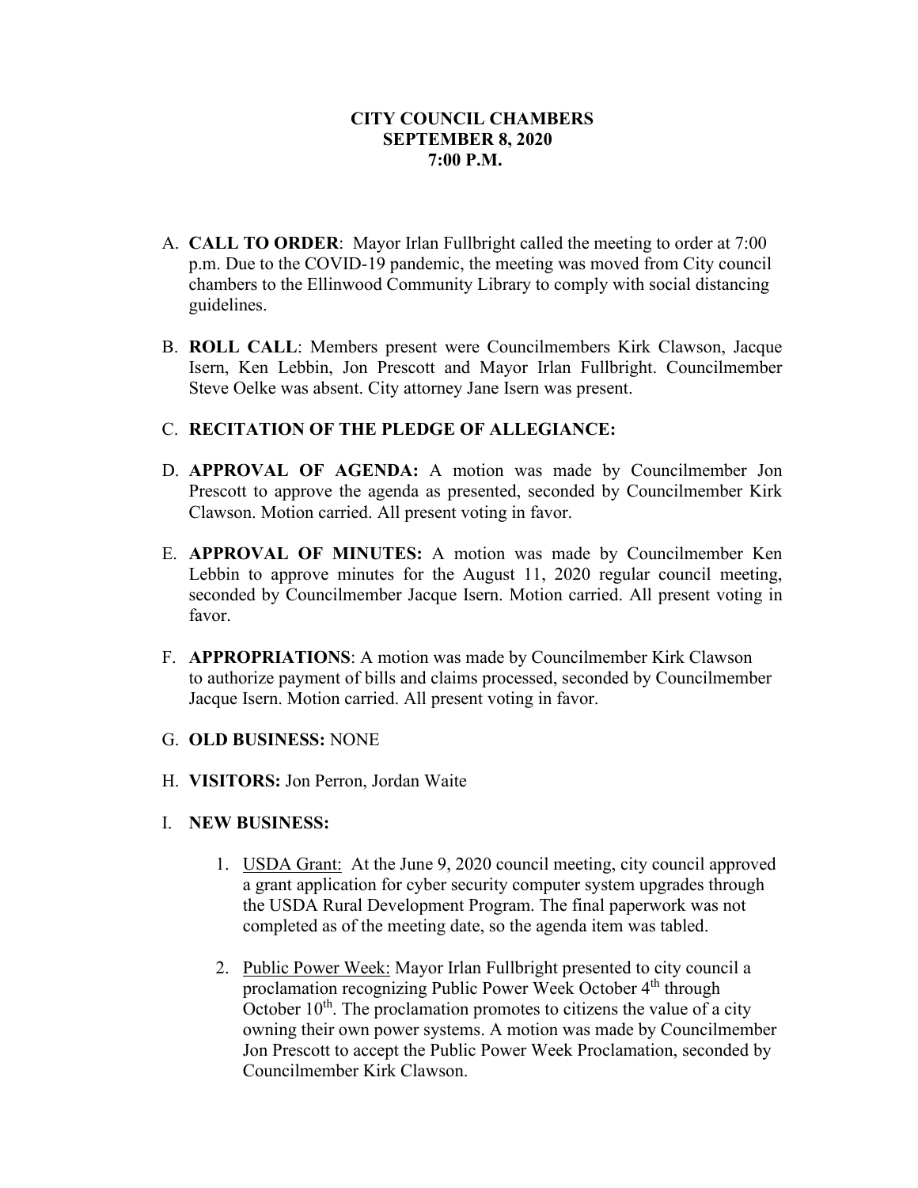**CITY COUNCIL CHAMBERS**
**SEPTEMBER 8, 2020**
**7:00 P.M.**

A. **CALL TO ORDER**: Mayor Irlan Fullbright called the meeting to order at 7:00 p.m. Due to the COVID-19 pandemic, the meeting was moved from City council chambers to the Ellinwood Community Library to comply with social distancing guidelines.

B. **ROLL CALL**: Members present were Councilmembers Kirk Clawson, Jacque Isern, Ken Lebbin, Jon Prescott and Mayor Irlan Fullbright. Councilmember Steve Oelke was absent. City attorney Jane Isern was present.

C. **RECITATION OF THE PLEDGE OF ALLEGIANCE:**

D. **APPROVAL OF AGENDA:** A motion was made by Councilmember Jon Prescott to approve the agenda as presented, seconded by Councilmember Kirk Clawson. Motion carried. All present voting in favor.

E. **APPROVAL OF MINUTES:** A motion was made by Councilmember Ken Lebbin to approve minutes for the August 11, 2020 regular council meeting, seconded by Councilmember Jacque Isern. Motion carried. All present voting in favor.

F. **APPROPRIATIONS**: A motion was made by Councilmember Kirk Clawson to authorize payment of bills and claims processed, seconded by Councilmember Jacque Isern. Motion carried. All present voting in favor.

G. **OLD BUSINESS:** NONE

H. **VISITORS:** Jon Perron, Jordan Waite

I. **NEW BUSINESS:**

1. USDA Grant: At the June 9, 2020 council meeting, city council approved a grant application for cyber security computer system upgrades through the USDA Rural Development Program. The final paperwork was not completed as of the meeting date, so the agenda item was tabled.

2. Public Power Week: Mayor Irlan Fullbright presented to city council a proclamation recognizing Public Power Week October 4th through October 10th. The proclamation promotes to citizens the value of a city owning their own power systems. A motion was made by Councilmember Jon Prescott to accept the Public Power Week Proclamation, seconded by Councilmember Kirk Clawson.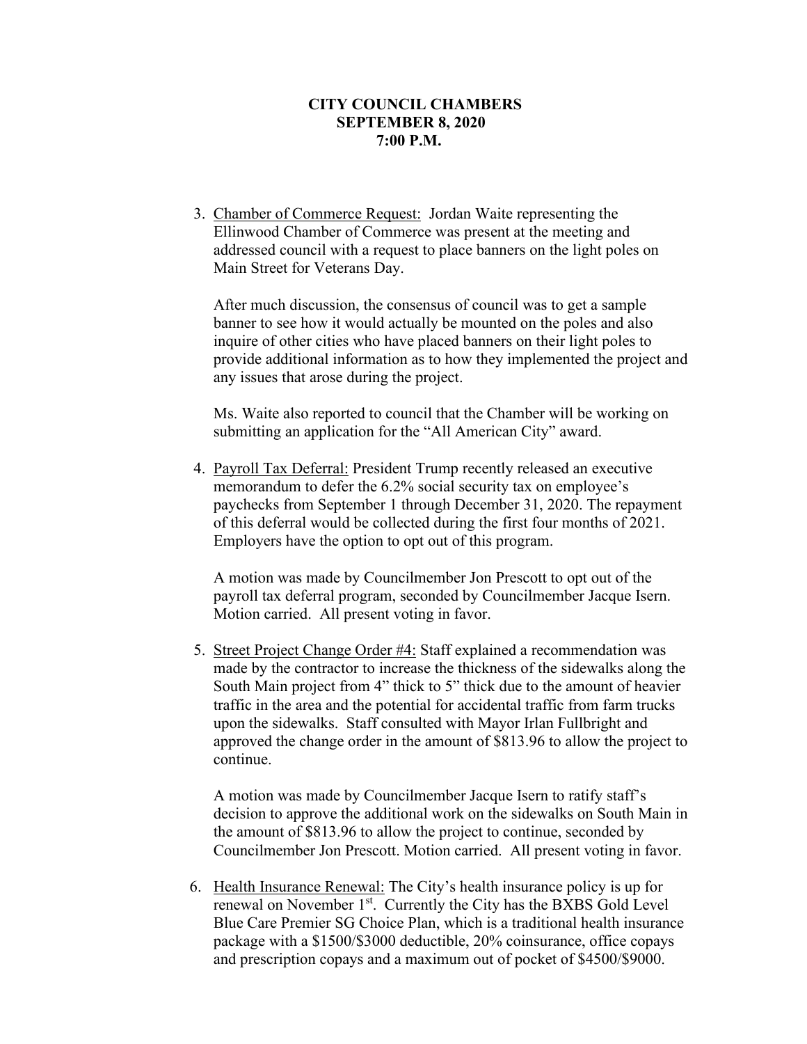**CITY COUNCIL CHAMBERS**
**SEPTEMBER 8, 2020**
**7:00 P.M.**

3. Chamber of Commerce Request: Jordan Waite representing the Ellinwood Chamber of Commerce was present at the meeting and addressed council with a request to place banners on the light poles on Main Street for Veterans Day.

   After much discussion, the consensus of council was to get a sample banner to see how it would actually be mounted on the poles and also inquire of other cities who have placed banners on their light poles to provide additional information as to how they implemented the project and any issues that arose during the project.

   Ms. Waite also reported to council that the Chamber will be working on submitting an application for the "All American City" award.

4. Payroll Tax Deferral: President Trump recently released an executive memorandum to defer the 6.2% social security tax on employee's paychecks from September 1 through December 31, 2020. The repayment of this deferral would be collected during the first four months of 2021. Employers have the option to opt out of this program.

   A motion was made by Councilmember Jon Prescott to opt out of the payroll tax deferral program, seconded by Councilmember Jacque Isern. Motion carried. All present voting in favor.

5. Street Project Change Order #4: Staff explained a recommendation was made by the contractor to increase the thickness of the sidewalks along the South Main project from 4" thick to 5" thick due to the amount of heavier traffic in the area and the potential for accidental traffic from farm trucks upon the sidewalks. Staff consulted with Mayor Irlan Fullbright and approved the change order in the amount of $813.96 to allow the project to continue.

   A motion was made by Councilmember Jacque Isern to ratify staff's decision to approve the additional work on the sidewalks on South Main in the amount of $813.96 to allow the project to continue, seconded by Councilmember Jon Prescott. Motion carried. All present voting in favor.

6. Health Insurance Renewal: The City's health insurance policy is up for renewal on November 1st. Currently the City has the BXBS Gold Level Blue Care Premier SG Choice Plan, which is a traditional health insurance package with a $1500/$3000 deductible, 20% coinsurance, office copays and prescription copays and a maximum out of pocket of $4500/$9000.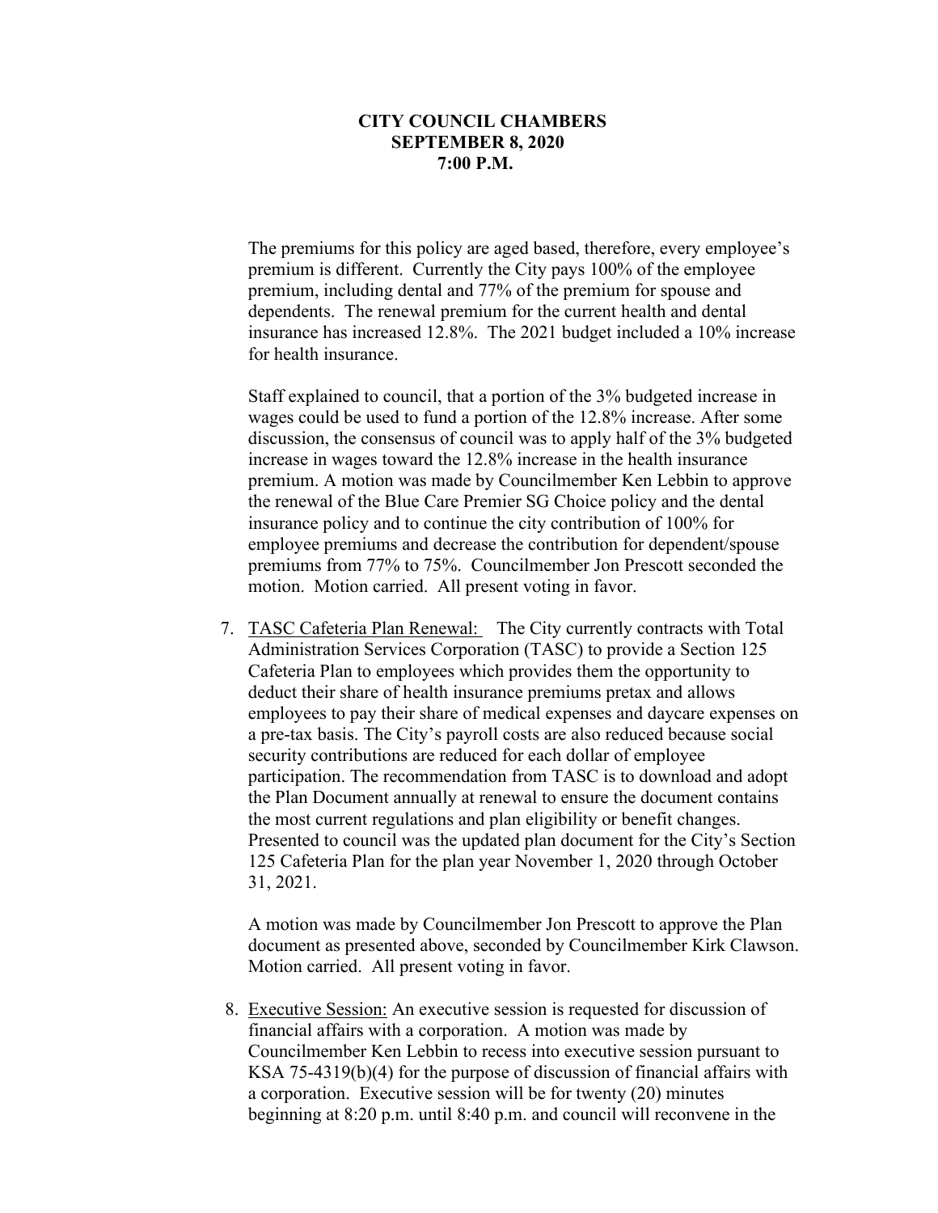**CITY COUNCIL CHAMBERS**
**SEPTEMBER 8, 2020**
**7:00 P.M.**

The premiums for this policy are aged based, therefore, every employee's premium is different. Currently the City pays 100% of the employee premium, including dental and 77% of the premium for spouse and dependents. The renewal premium for the current health and dental insurance has increased 12.8%. The 2021 budget included a 10% increase for health insurance.

Staff explained to council, that a portion of the 3% budgeted increase in wages could be used to fund a portion of the 12.8% increase. After some discussion, the consensus of council was to apply half of the 3% budgeted increase in wages toward the 12.8% increase in the health insurance premium. A motion was made by Councilmember Ken Lebbin to approve the renewal of the Blue Care Premier SG Choice policy and the dental insurance policy and to continue the city contribution of 100% for employee premiums and decrease the contribution for dependent/spouse premiums from 77% to 75%. Councilmember Jon Prescott seconded the motion. Motion carried. All present voting in favor.

7. <u>TASC Cafeteria Plan Renewal:</u> The City currently contracts with Total Administration Services Corporation (TASC) to provide a Section 125 Cafeteria Plan to employees which provides them the opportunity to deduct their share of health insurance premiums pretax and allows employees to pay their share of medical expenses and daycare expenses on a pre-tax basis. The City's payroll costs are also reduced because social security contributions are reduced for each dollar of employee participation. The recommendation from TASC is to download and adopt the Plan Document annually at renewal to ensure the document contains the most current regulations and plan eligibility or benefit changes. Presented to council was the updated plan document for the City's Section 125 Cafeteria Plan for the plan year November 1, 2020 through October 31, 2021.

   A motion was made by Councilmember Jon Prescott to approve the Plan document as presented above, seconded by Councilmember Kirk Clawson. Motion carried. All present voting in favor.

8. <u>Executive Session:</u> An executive session is requested for discussion of financial affairs with a corporation. A motion was made by Councilmember Ken Lebbin to recess into executive session pursuant to KSA 75-4319(b)(4) for the purpose of discussion of financial affairs with a corporation. Executive session will be for twenty (20) minutes beginning at 8:20 p.m. until 8:40 p.m. and council will reconvene in the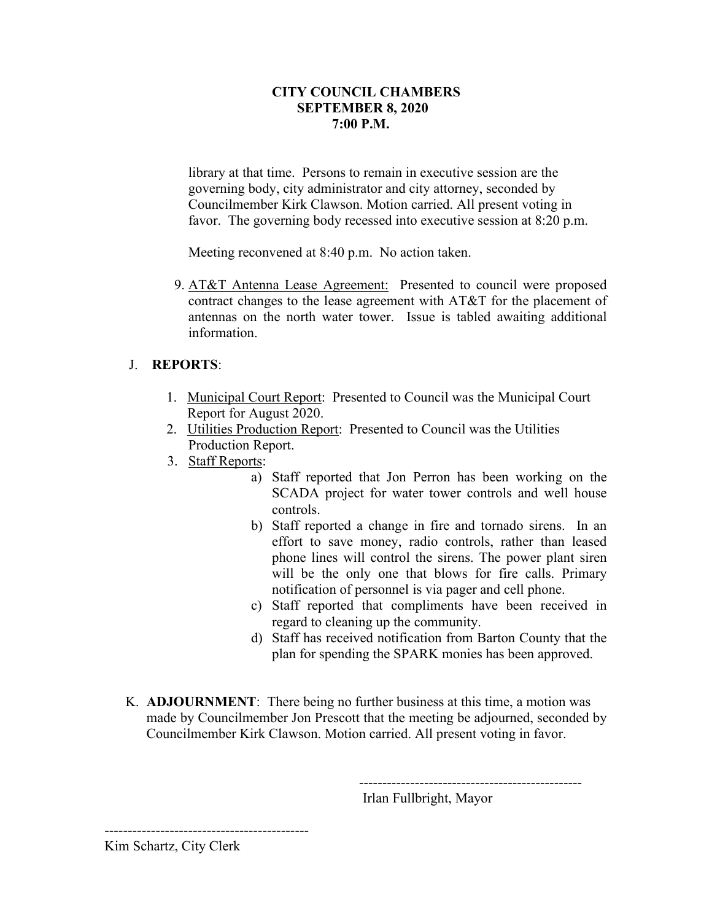library at that time. Persons to remain in executive session are the governing body, city administrator and city attorney, seconded by Councilmember Kirk Clawson. Motion carried. All present voting in favor. The governing body recessed into executive session at 8:20 p.m.

Meeting reconvened at 8:40 p.m. No action taken.

9. AT&T Antenna Lease Agreement: Presented to council were proposed contract changes to the lease agreement with AT&T for the placement of antennas on the north water tower. Issue is tabled awaiting additional information.

J. **REPORTS**:

1. Municipal Court Report: Presented to Council was the Municipal Court Report for August 2020.
2. Utilities Production Report: Presented to Council was the Utilities Production Report.
3. Staff Reports:
   a) Staff reported that Jon Perron has been working on the SCADA project for water tower controls and well house controls.
   b) Staff reported a change in fire and tornado sirens. In an effort to save money, radio controls, rather than leased phone lines will control the sirens. The power plant siren will be the only one that blows for fire calls. Primary notification of personnel is via pager and cell phone.
   c) Staff reported that compliments have been received in regard to cleaning up the community.
   d) Staff has received notification from Barton County that the plan for spending the SPARK monies has been approved.

K. **ADJOURNMENT**: There being no further business at this time, a motion was made by Councilmember Jon Prescott that the meeting be adjourned, seconded by Councilmember Kirk Clawson. Motion carried. All present voting in favor.

-----------------------------------------------
Irlan Fullbright, Mayor

--------------------------------------------
Kim Schartz, City Clerk